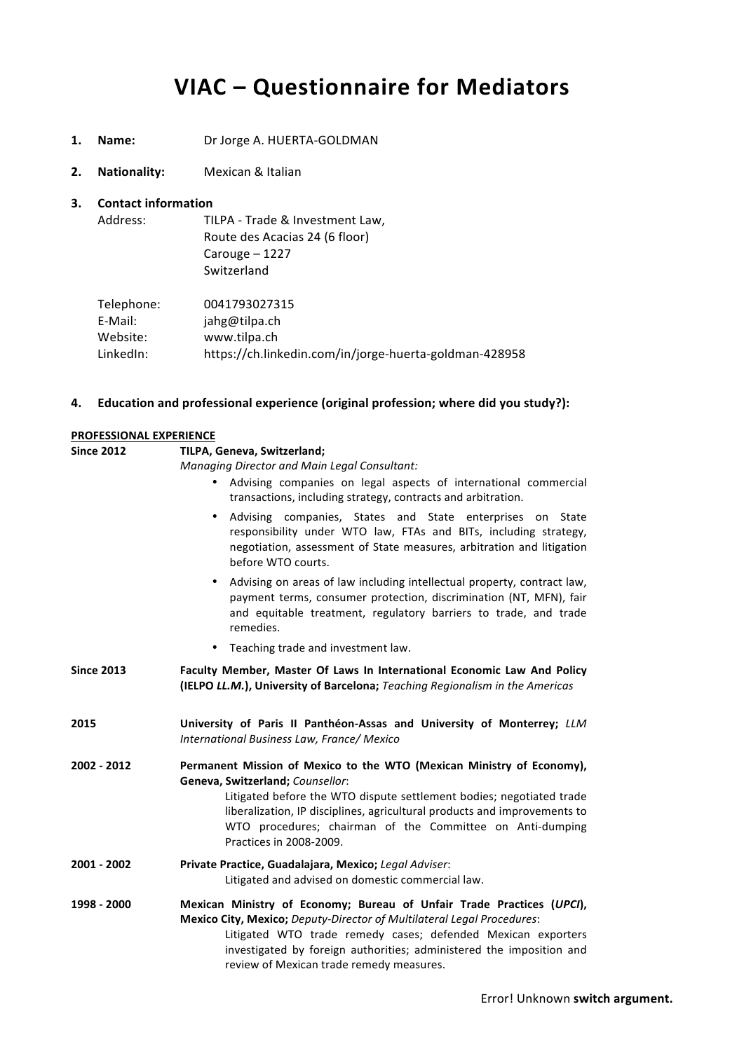# VIAC – Questionnaire for Mediators

1. **Name:** Dr Jorge A. HUERTA-GOLDMAN

2. **Nationality:** Mexican & Italian

3. **Contact information**

   Address: TILPA - Trade & Investment Law,
   Route des Acacias 24 (6 floor)
   Carouge – 1227
   Switzerland

   Telephone: 0041793027315
   E-Mail: jahg@tilpa.ch
   Website: www.tilpa.ch
   LinkedIn: https://ch.linkedin.com/in/jorge-huerta-goldman-428958

4. **Education and professional experience (original profession; where did you study?):**

**PROFESSIONAL EXPERIENCE**

**Since 2012** — **TILPA, Geneva, Switzerland;**
*Managing Director and Main Legal Consultant:*

- Advising companies on legal aspects of international commercial transactions, including strategy, contracts and arbitration.
- Advising companies, States and State enterprises on State responsibility under WTO law, FTAs and BITs, including strategy, negotiation, assessment of State measures, arbitration and litigation before WTO courts.
- Advising on areas of law including intellectual property, contract law, payment terms, consumer protection, discrimination (NT, MFN), fair and equitable treatment, regulatory barriers to trade, and trade remedies.
- Teaching trade and investment law.

**Since 2013** — **Faculty Member, Master Of Laws In International Economic Law And Policy (IELPO *LL.M.*), University of Barcelona;** *Teaching Regionalism in the Americas*

**2015** — **University of Paris II Panthéon-Assas and University of Monterrey;** *LLM International Business Law, France/ Mexico*

**2002 - 2012** — **Permanent Mission of Mexico to the WTO (Mexican Ministry of Economy), Geneva, Switzerland;** *Counsellor*:
Litigated before the WTO dispute settlement bodies; negotiated trade liberalization, IP disciplines, agricultural products and improvements to WTO procedures; chairman of the Committee on Anti-dumping Practices in 2008-2009.

**2001 - 2002** — **Private Practice, Guadalajara, Mexico;** *Legal Adviser*:
Litigated and advised on domestic commercial law.

**1998 - 2000** — **Mexican Ministry of Economy; Bureau of Unfair Trade Practices (*UPCI*), Mexico City, Mexico;** *Deputy-Director of Multilateral Legal Procedures*:
Litigated WTO trade remedy cases; defended Mexican exporters investigated by foreign authorities; administered the imposition and review of Mexican trade remedy measures.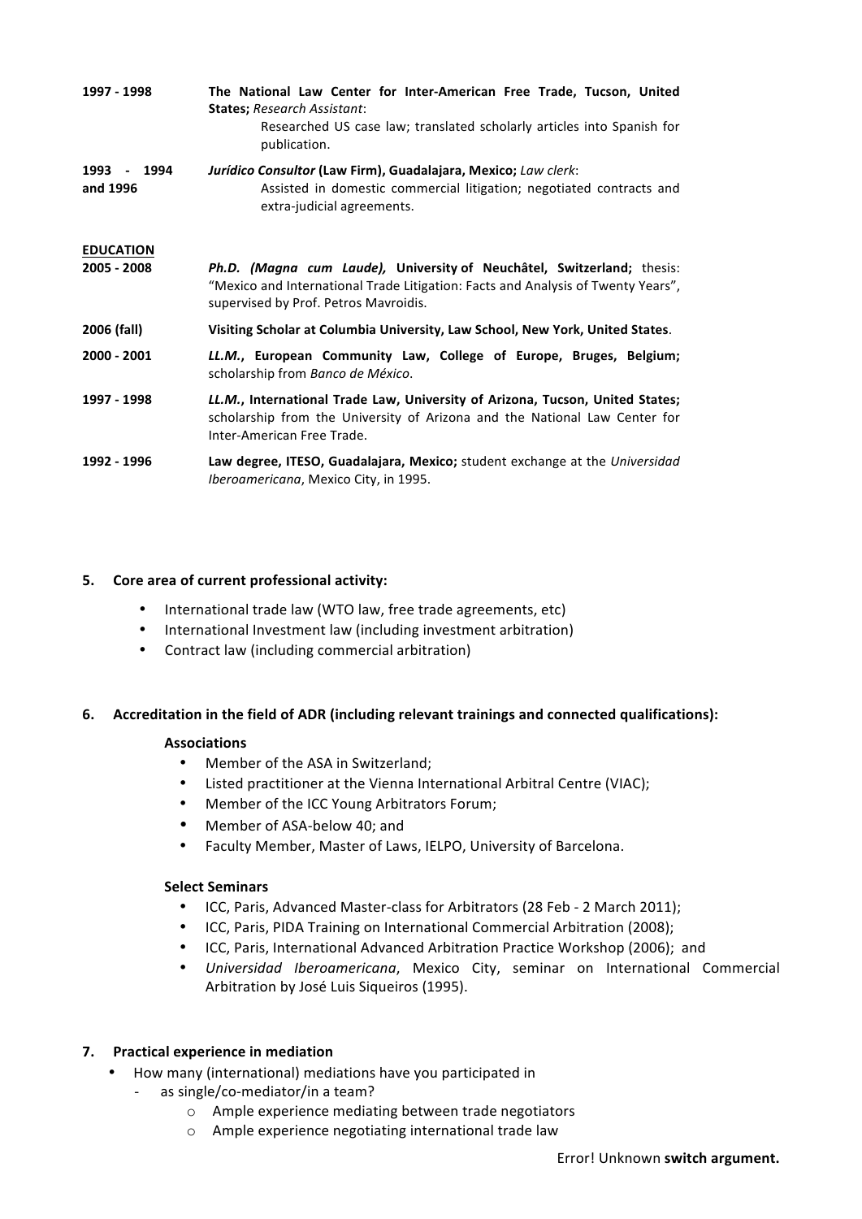| | |
|---|---|
| 1997 - 1998 | **The National Law Center for Inter-American Free Trade, Tucson, United States;** *Research Assistant*:<br>Researched US case law; translated scholarly articles into Spanish for publication. |
| 1993 - 1994 and 1996 | ***Jurídico Consultor* (Law Firm), Guadalajara, Mexico;** *Law clerk*:<br>Assisted in domestic commercial litigation; negotiated contracts and extra-judicial agreements. |

**EDUCATION**

| | |
|---|---|
| 2005 - 2008 | ***Ph.D. (Magna cum Laude),* University of Neuchâtel, Switzerland;** thesis: "Mexico and International Trade Litigation: Facts and Analysis of Twenty Years", supervised by Prof. Petros Mavroidis. |
| 2006 (fall) | **Visiting Scholar at Columbia University, Law School, New York, United States**. |
| 2000 - 2001 | ***LL.M.*, European Community Law, College of Europe, Bruges, Belgium;** scholarship from *Banco de México*. |
| 1997 - 1998 | ***LL.M.*, International Trade Law, University of Arizona, Tucson, United States;** scholarship from the University of Arizona and the National Law Center for Inter-American Free Trade. |
| 1992 - 1996 | **Law degree, ITESO, Guadalajara, Mexico;** student exchange at the *Universidad Iberoamericana*, Mexico City, in 1995. |

## 5. Core area of current professional activity:

- International trade law (WTO law, free trade agreements, etc)
- International Investment law (including investment arbitration)
- Contract law (including commercial arbitration)

## 6. Accreditation in the field of ADR (including relevant trainings and connected qualifications):

**Associations**

- Member of the ASA in Switzerland;
- Listed practitioner at the Vienna International Arbitral Centre (VIAC);
- Member of the ICC Young Arbitrators Forum;
- Member of ASA-below 40; and
- Faculty Member, Master of Laws, IELPO, University of Barcelona.

**Select Seminars**

- ICC, Paris, Advanced Master-class for Arbitrators (28 Feb - 2 March 2011);
- ICC, Paris, PIDA Training on International Commercial Arbitration (2008);
- ICC, Paris, International Advanced Arbitration Practice Workshop (2006); and
- *Universidad Iberoamericana*, Mexico City, seminar on International Commercial Arbitration by José Luis Siqueiros (1995).

## 7. Practical experience in mediation

- How many (international) mediations have you participated in
  - as single/co-mediator/in a team?
    - Ample experience mediating between trade negotiators
    - Ample experience negotiating international trade law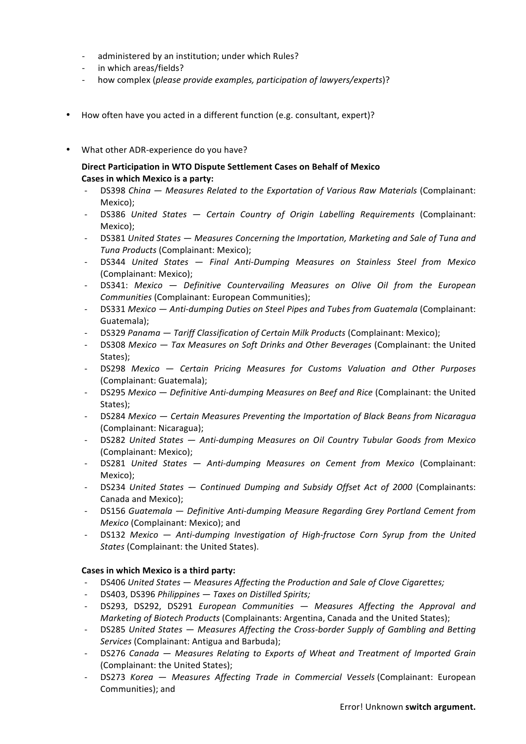- administered by an institution; under which Rules?
- in which areas/fields?
- how complex (*please provide examples, participation of lawyers/experts*)?

- How often have you acted in a different function (e.g. consultant, expert)?

- What other ADR-experience do you have?

**Direct Participation in WTO Dispute Settlement Cases on Behalf of Mexico**
**Cases in which Mexico is a party:**

- DS398 *China — Measures Related to the Exportation of Various Raw Materials* (Complainant: Mexico);
- DS386 *United States — Certain Country of Origin Labelling Requirements* (Complainant: Mexico);
- DS381 *United States — Measures Concerning the Importation, Marketing and Sale of Tuna and Tuna Products* (Complainant: Mexico);
- DS344 *United States — Final Anti-Dumping Measures on Stainless Steel from Mexico* (Complainant: Mexico);
- DS341: *Mexico — Definitive Countervailing Measures on Olive Oil from the European Communities* (Complainant: European Communities);
- DS331 *Mexico — Anti-dumping Duties on Steel Pipes and Tubes from Guatemala* (Complainant: Guatemala);
- DS329 *Panama — Tariff Classification of Certain Milk Products* (Complainant: Mexico);
- DS308 *Mexico — Tax Measures on Soft Drinks and Other Beverages* (Complainant: the United States);
- DS298 *Mexico — Certain Pricing Measures for Customs Valuation and Other Purposes* (Complainant: Guatemala);
- DS295 *Mexico — Definitive Anti-dumping Measures on Beef and Rice* (Complainant: the United States);
- DS284 *Mexico — Certain Measures Preventing the Importation of Black Beans from Nicaragua* (Complainant: Nicaragua);
- DS282 *United States — Anti-dumping Measures on Oil Country Tubular Goods from Mexico* (Complainant: Mexico);
- DS281 *United States — Anti-dumping Measures on Cement from Mexico* (Complainant: Mexico);
- DS234 *United States — Continued Dumping and Subsidy Offset Act of 2000* (Complainants: Canada and Mexico);
- DS156 *Guatemala — Definitive Anti-dumping Measure Regarding Grey Portland Cement from Mexico* (Complainant: Mexico); and
- DS132 *Mexico — Anti-dumping Investigation of High-fructose Corn Syrup from the United States* (Complainant: the United States).

**Cases in which Mexico is a third party:**

- DS406 *United States — Measures Affecting the Production and Sale of Clove Cigarettes;*
- DS403, DS396 *Philippines — Taxes on Distilled Spirits;*
- DS293, DS292, DS291 *European Communities — Measures Affecting the Approval and Marketing of Biotech Products* (Complainants: Argentina, Canada and the United States);
- DS285 *United States — Measures Affecting the Cross-border Supply of Gambling and Betting Services* (Complainant: Antigua and Barbuda);
- DS276 *Canada — Measures Relating to Exports of Wheat and Treatment of Imported Grain* (Complainant: the United States);
- DS273 *Korea — Measures Affecting Trade in Commercial Vessels* (Complainant: European Communities); and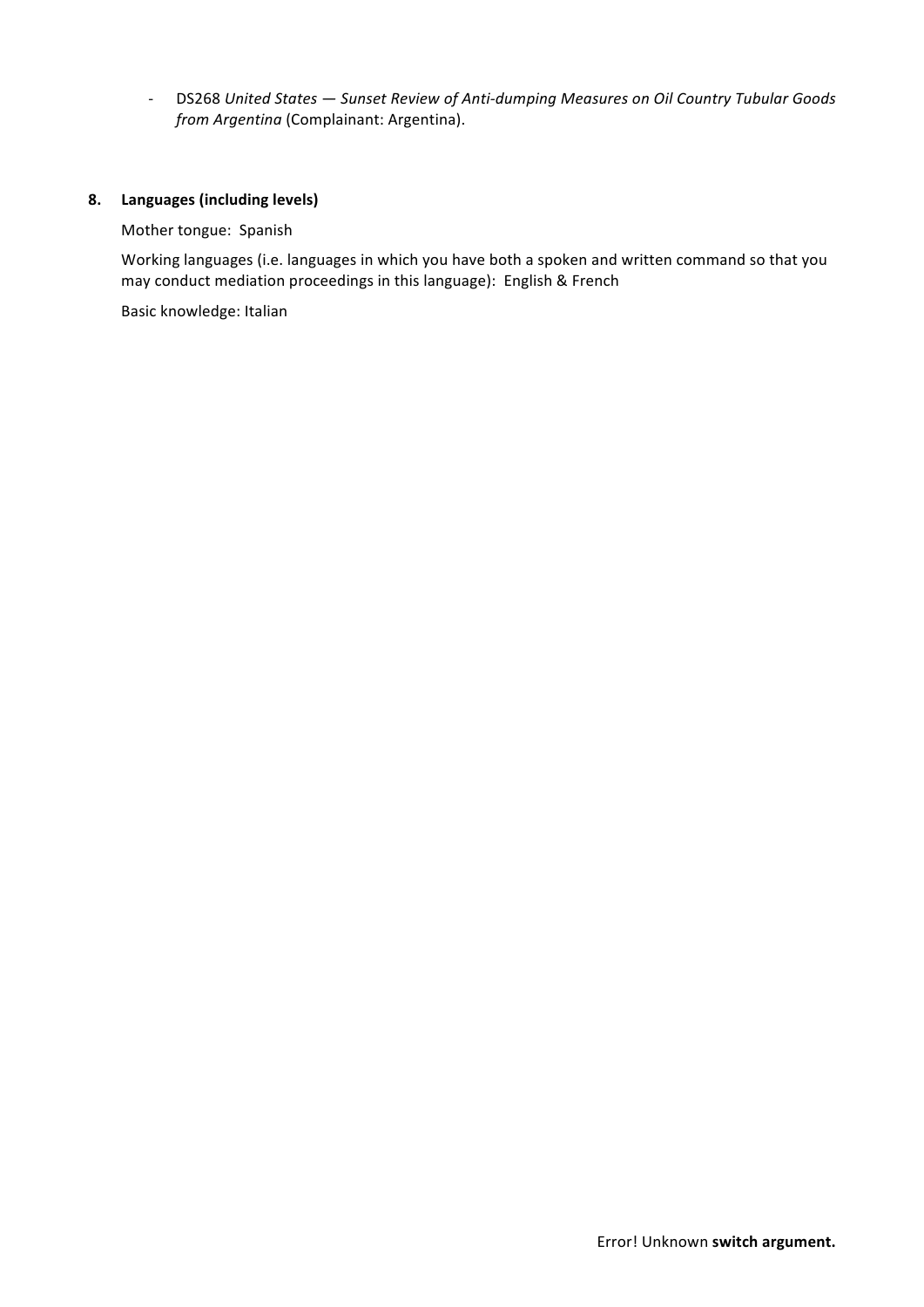- DS268 *United States — Sunset Review of Anti-dumping Measures on Oil Country Tubular Goods from Argentina* (Complainant: Argentina).

**8. Languages (including levels)**

Mother tongue: Spanish

Working languages (i.e. languages in which you have both a spoken and written command so that you may conduct mediation proceedings in this language): English & French

Basic knowledge: Italian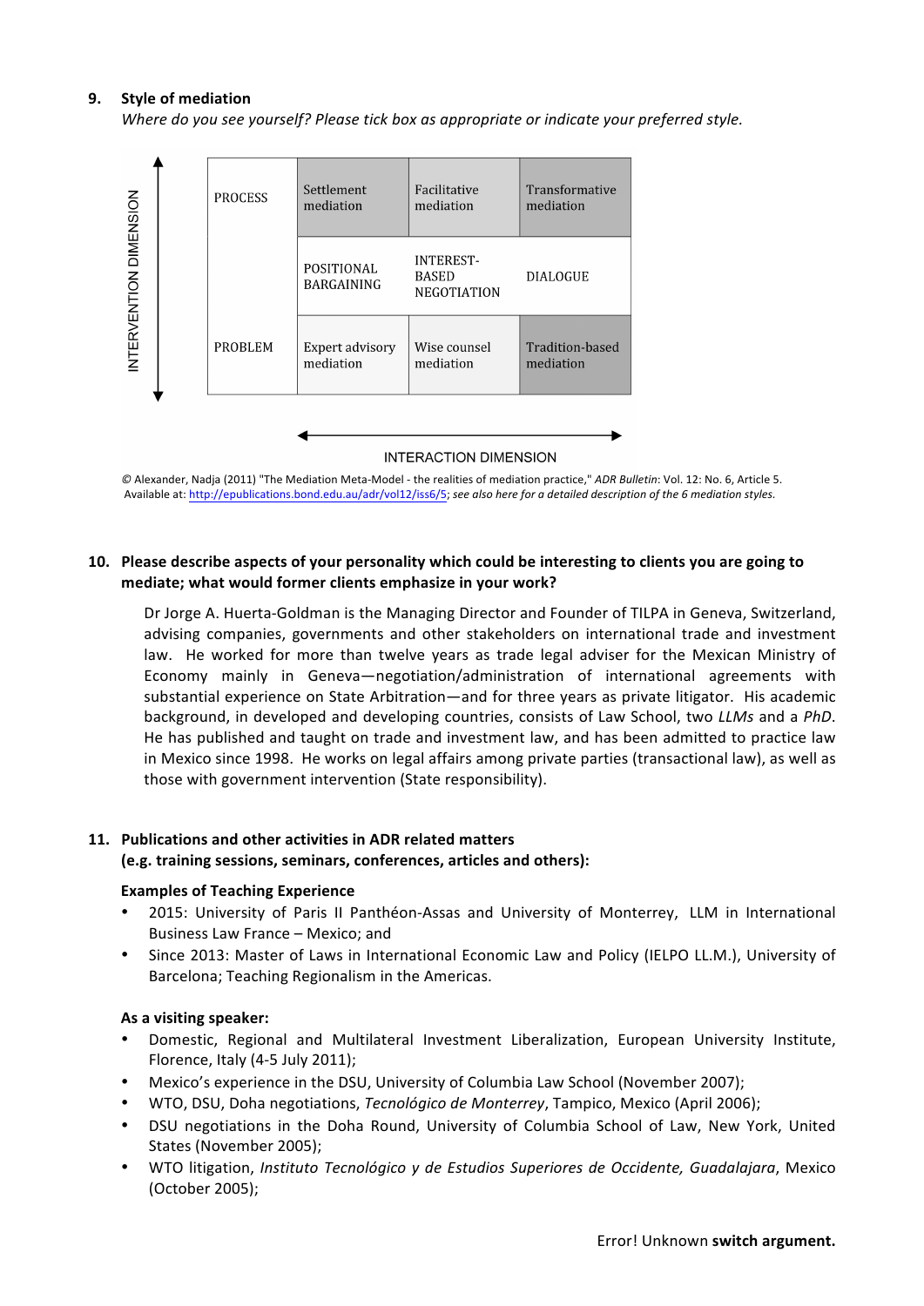## 9. Style of mediation

*Where do you see yourself? Please tick box as appropriate or indicate your preferred style.*

| INTERVENTION DIMENSION | | | |
|---|---|---|---|
| PROCESS | Settlement mediation | Facilitative mediation | Transformative mediation |
| | POSITIONAL BARGAINING | INTEREST-BASED NEGOTIATION | DIALOGUE |
| PROBLEM | Expert advisory mediation | Wise counsel mediation | Tradition-based mediation |

INTERACTION DIMENSION

© Alexander, Nadja (2011) "The Mediation Meta-Model - the realities of mediation practice," *ADR Bulletin*: Vol. 12: No. 6, Article 5. Available at: http://epublications.bond.edu.au/adr/vol12/iss6/5; *see also here for a detailed description of the 6 mediation styles.*

## 10. Please describe aspects of your personality which could be interesting to clients you are going to mediate; what would former clients emphasize in your work?

Dr Jorge A. Huerta-Goldman is the Managing Director and Founder of TILPA in Geneva, Switzerland, advising companies, governments and other stakeholders on international trade and investment law. He worked for more than twelve years as trade legal adviser for the Mexican Ministry of Economy mainly in Geneva—negotiation/administration of international agreements with substantial experience on State Arbitration—and for three years as private litigator. His academic background, in developed and developing countries, consists of Law School, two *LLMs* and a *PhD*. He has published and taught on trade and investment law, and has been admitted to practice law in Mexico since 1998. He works on legal affairs among private parties (transactional law), as well as those with government intervention (State responsibility).

## 11. Publications and other activities in ADR related matters (e.g. training sessions, seminars, conferences, articles and others):

**Examples of Teaching Experience**

- 2015: University of Paris II Panthéon-Assas and University of Monterrey, LLM in International Business Law France – Mexico; and
- Since 2013: Master of Laws in International Economic Law and Policy (IELPO LL.M.), University of Barcelona; Teaching Regionalism in the Americas.

**As a visiting speaker:**

- Domestic, Regional and Multilateral Investment Liberalization, European University Institute, Florence, Italy (4-5 July 2011);
- Mexico's experience in the DSU, University of Columbia Law School (November 2007);
- WTO, DSU, Doha negotiations, *Tecnológico de Monterrey*, Tampico, Mexico (April 2006);
- DSU negotiations in the Doha Round, University of Columbia School of Law, New York, United States (November 2005);
- WTO litigation, *Instituto Tecnológico y de Estudios Superiores de Occidente, Guadalajara*, Mexico (October 2005);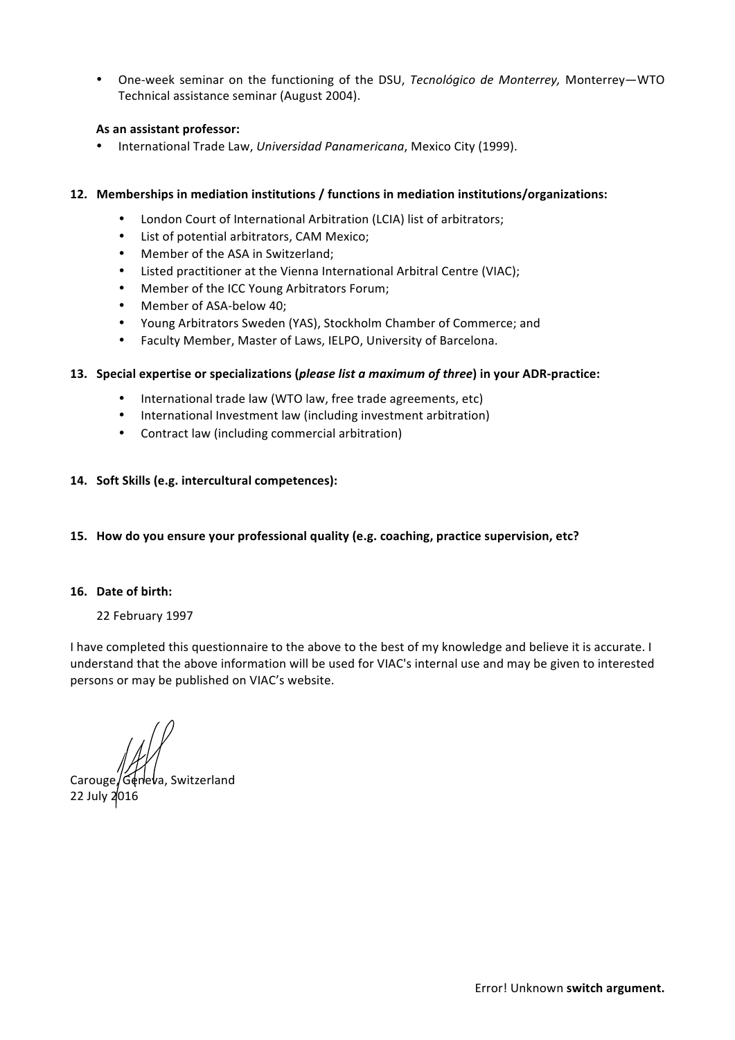- One-week seminar on the functioning of the DSU, *Tecnológico de Monterrey,* Monterrey—WTO Technical assistance seminar (August 2004).

**As an assistant professor:**

- International Trade Law, *Universidad Panamericana*, Mexico City (1999).

**12. Memberships in mediation institutions / functions in mediation institutions/organizations:**

- London Court of International Arbitration (LCIA) list of arbitrators;
- List of potential arbitrators, CAM Mexico;
- Member of the ASA in Switzerland;
- Listed practitioner at the Vienna International Arbitral Centre (VIAC);
- Member of the ICC Young Arbitrators Forum;
- Member of ASA-below 40;
- Young Arbitrators Sweden (YAS), Stockholm Chamber of Commerce; and
- Faculty Member, Master of Laws, IELPO, University of Barcelona.

**13. Special expertise or specializations (*please list a maximum of three*) in your ADR-practice:**

- International trade law (WTO law, free trade agreements, etc)
- International Investment law (including investment arbitration)
- Contract law (including commercial arbitration)

**14. Soft Skills (e.g. intercultural competences):**

**15. How do you ensure your professional quality (e.g. coaching, practice supervision, etc?**

**16. Date of birth:**

22 February 1997

I have completed this questionnaire to the above to the best of my knowledge and believe it is accurate. I understand that the above information will be used for VIAC's internal use and may be given to interested persons or may be published on VIAC's website.

Carouge, Geneva, Switzerland
22 July 2016

Error! Unknown **switch argument.**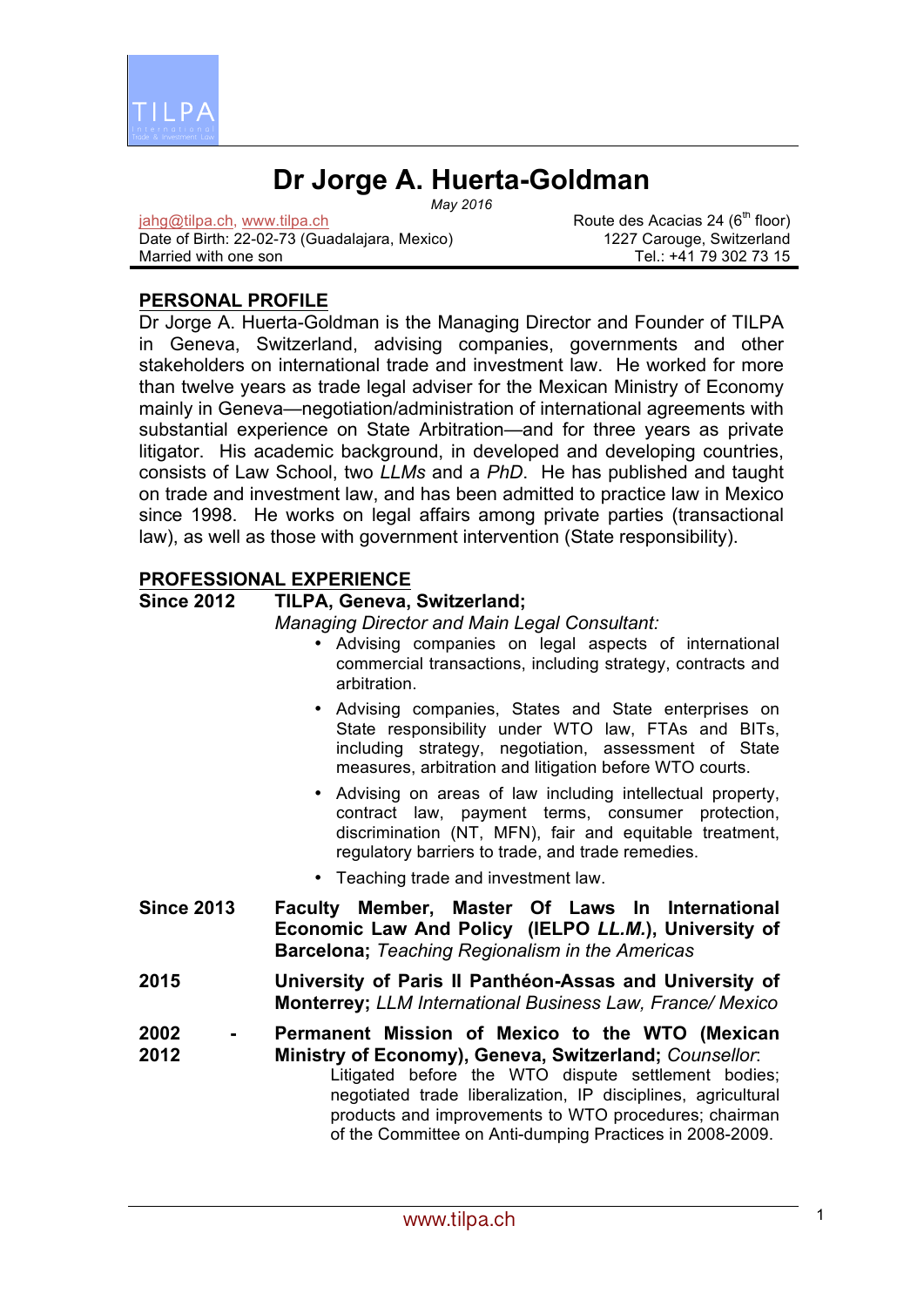# Dr Jorge A. Huerta-Goldman

*May 2016*

jahg@tilpa.ch, www.tilpa.ch
Date of Birth: 22-02-73 (Guadalajara, Mexico)
Married with one son

Route des Acacias 24 (6th floor)
1227 Carouge, Switzerland
Tel.: +41 79 302 73 15

## PERSONAL PROFILE

Dr Jorge A. Huerta-Goldman is the Managing Director and Founder of TILPA in Geneva, Switzerland, advising companies, governments and other stakeholders on international trade and investment law. He worked for more than twelve years as trade legal adviser for the Mexican Ministry of Economy mainly in Geneva—negotiation/administration of international agreements with substantial experience on State Arbitration—and for three years as private litigator. His academic background, in developed and developing countries, consists of Law School, two *LLMs* and a *PhD*. He has published and taught on trade and investment law, and has been admitted to practice law in Mexico since 1998. He works on legal affairs among private parties (transactional law), as well as those with government intervention (State responsibility).

## PROFESSIONAL EXPERIENCE

**Since 2012** **TILPA, Geneva, Switzerland;**
*Managing Director and Main Legal Consultant:*

- Advising companies on legal aspects of international commercial transactions, including strategy, contracts and arbitration.
- Advising companies, States and State enterprises on State responsibility under WTO law, FTAs and BITs, including strategy, negotiation, assessment of State measures, arbitration and litigation before WTO courts.
- Advising on areas of law including intellectual property, contract law, payment terms, consumer protection, discrimination (NT, MFN), fair and equitable treatment, regulatory barriers to trade, and trade remedies.
- Teaching trade and investment law.

**Since 2013** **Faculty Member, Master Of Laws In International Economic Law And Policy (IELPO *LL.M.*), University of Barcelona;** *Teaching Regionalism in the Americas*

**2015** **University of Paris II Panthéon-Assas and University of Monterrey;** *LLM International Business Law, France/ Mexico*

**2002 - 2012** **Permanent Mission of Mexico to the WTO (Mexican Ministry of Economy), Geneva, Switzerland;** *Counsellor*:
Litigated before the WTO dispute settlement bodies; negotiated trade liberalization, IP disciplines, agricultural products and improvements to WTO procedures; chairman of the Committee on Anti-dumping Practices in 2008-2009.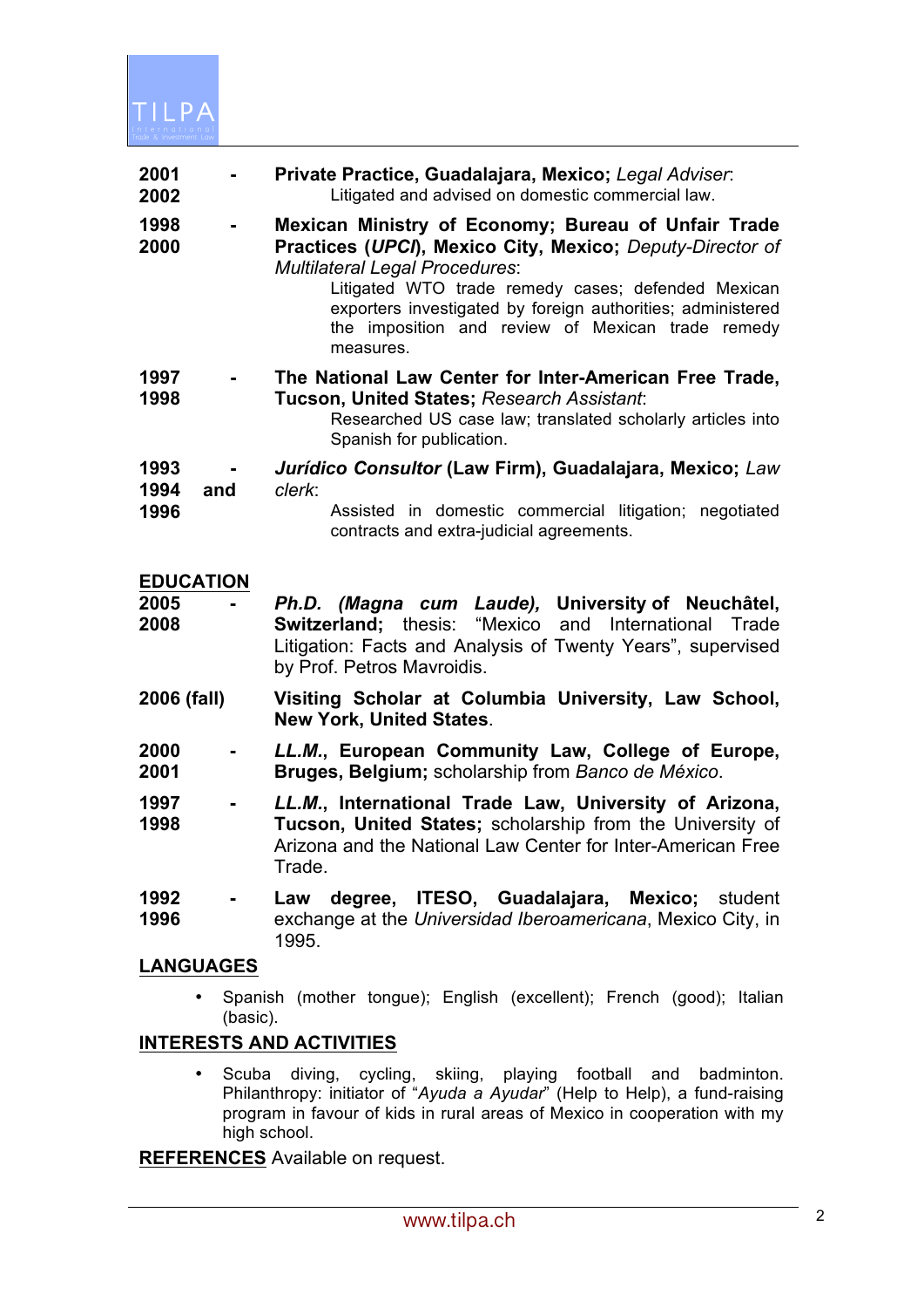**2001 - 2002** **Private Practice, Guadalajara, Mexico;** *Legal Adviser*:
Litigated and advised on domestic commercial law.

**1998 - 2000** **Mexican Ministry of Economy; Bureau of Unfair Trade Practices (*UPCI*), Mexico City, Mexico;** *Deputy-Director of Multilateral Legal Procedures*:
Litigated WTO trade remedy cases; defended Mexican exporters investigated by foreign authorities; administered the imposition and review of Mexican trade remedy measures.

**1997 - 1998** **The National Law Center for Inter-American Free Trade, Tucson, United States;** *Research Assistant*:
Researched US case law; translated scholarly articles into Spanish for publication.

**1993 - 1994 and 1996** ***Jurídico Consultor* (Law Firm), Guadalajara, Mexico;** *Law clerk*:
Assisted in domestic commercial litigation; negotiated contracts and extra-judicial agreements.

## EDUCATION

**2005 - 2008** ***Ph.D. (Magna cum Laude),* University of Neuchâtel, Switzerland;** thesis: "Mexico and International Trade Litigation: Facts and Analysis of Twenty Years", supervised by Prof. Petros Mavroidis.

**2006 (fall)** **Visiting Scholar at Columbia University, Law School, New York, United States**.

**2000 - 2001** ***LL.M.*, European Community Law, College of Europe, Bruges, Belgium;** scholarship from *Banco de México*.

**1997 - 1998** ***LL.M.*, International Trade Law, University of Arizona, Tucson, United States;** scholarship from the University of Arizona and the National Law Center for Inter-American Free Trade.

**1992 - 1996** **Law degree, ITESO, Guadalajara, Mexico;** student exchange at the *Universidad Iberoamericana*, Mexico City, in 1995.

## LANGUAGES

- Spanish (mother tongue); English (excellent); French (good); Italian (basic).

## INTERESTS AND ACTIVITIES

- Scuba diving, cycling, skiing, playing football and badminton. Philanthropy: initiator of "*Ayuda a Ayudar*" (Help to Help), a fund-raising program in favour of kids in rural areas of Mexico in cooperation with my high school.

**REFERENCES** Available on request.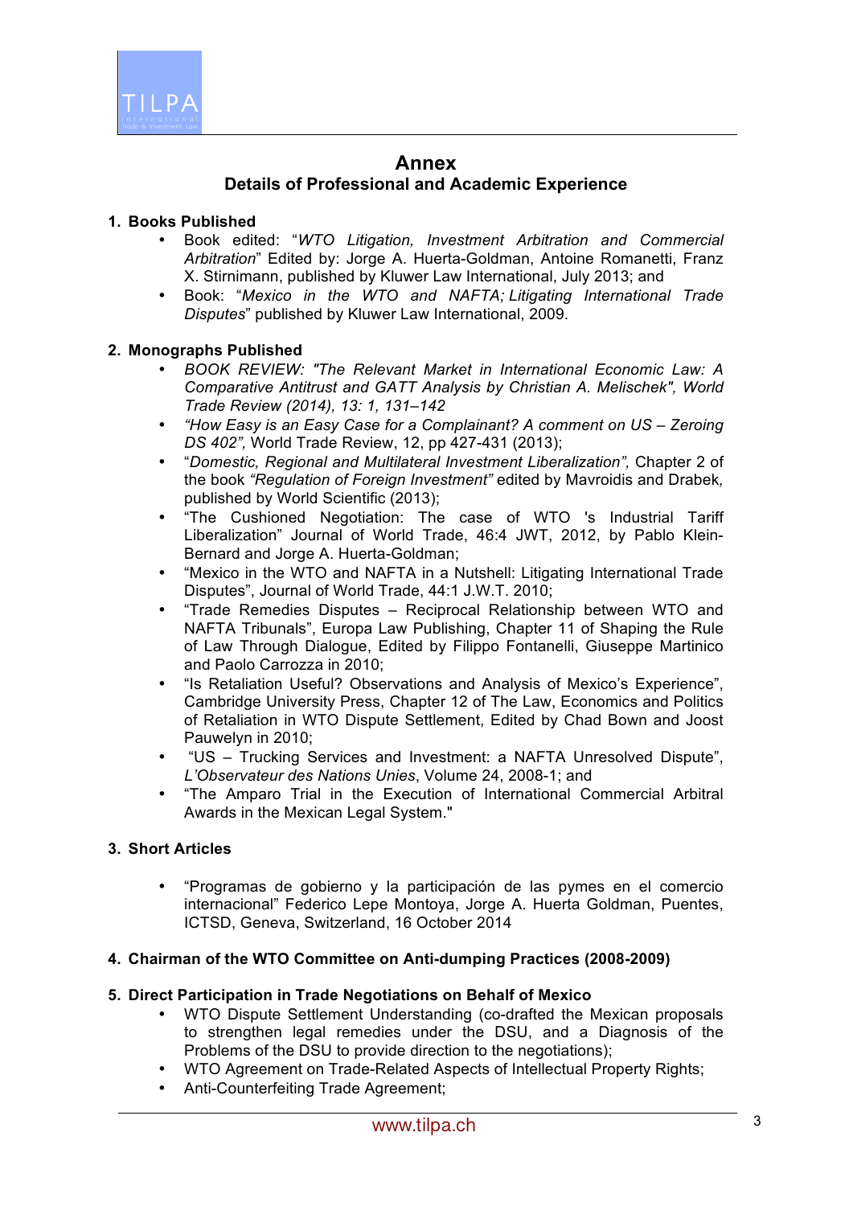# Annex

## Details of Professional and Academic Experience

### 1. Books Published

- Book edited: "*WTO Litigation, Investment Arbitration and Commercial Arbitration*" Edited by: Jorge A. Huerta-Goldman, Antoine Romanetti, Franz X. Stirnimann, published by Kluwer Law International, July 2013; and
- Book: "*Mexico in the WTO and NAFTA; Litigating International Trade Disputes*" published by Kluwer Law International, 2009.

### 2. Monographs Published

- *BOOK REVIEW: "The Relevant Market in International Economic Law: A Comparative Antitrust and GATT Analysis by Christian A. Melischek", World Trade Review (2014), 13: 1, 131–142*
- *"How Easy is an Easy Case for a Complainant? A comment on US – Zeroing DS 402",* World Trade Review, 12, pp 427-431 (2013);
- "*Domestic, Regional and Multilateral Investment Liberalization",* Chapter 2 of the book *"Regulation of Foreign Investment"* edited by Mavroidis and Drabek*,* published by World Scientific (2013);
- "The Cushioned Negotiation: The case of WTO 's Industrial Tariff Liberalization" Journal of World Trade, 46:4 JWT, 2012, by Pablo Klein-Bernard and Jorge A. Huerta-Goldman;
- "Mexico in the WTO and NAFTA in a Nutshell: Litigating International Trade Disputes", Journal of World Trade, 44:1 J.W.T. 2010;
- "Trade Remedies Disputes – Reciprocal Relationship between WTO and NAFTA Tribunals", Europa Law Publishing, Chapter 11 of Shaping the Rule of Law Through Dialogue, Edited by Filippo Fontanelli, Giuseppe Martinico and Paolo Carrozza in 2010;
- "Is Retaliation Useful? Observations and Analysis of Mexico's Experience", Cambridge University Press, Chapter 12 of The Law, Economics and Politics of Retaliation in WTO Dispute Settlement, Edited by Chad Bown and Joost Pauwelyn in 2010;
- "US – Trucking Services and Investment: a NAFTA Unresolved Dispute", *L'Observateur des Nations Unies*, Volume 24, 2008-1; and
- "The Amparo Trial in the Execution of International Commercial Arbitral Awards in the Mexican Legal System."

### 3. Short Articles

- "Programas de gobierno y la participación de las pymes en el comercio internacional" Federico Lepe Montoya, Jorge A. Huerta Goldman, Puentes, ICTSD, Geneva, Switzerland, 16 October 2014

### 4. Chairman of the WTO Committee on Anti-dumping Practices (2008-2009)

### 5. Direct Participation in Trade Negotiations on Behalf of Mexico

- WTO Dispute Settlement Understanding (co-drafted the Mexican proposals to strengthen legal remedies under the DSU, and a Diagnosis of the Problems of the DSU to provide direction to the negotiations);
- WTO Agreement on Trade-Related Aspects of Intellectual Property Rights;
- Anti-Counterfeiting Trade Agreement;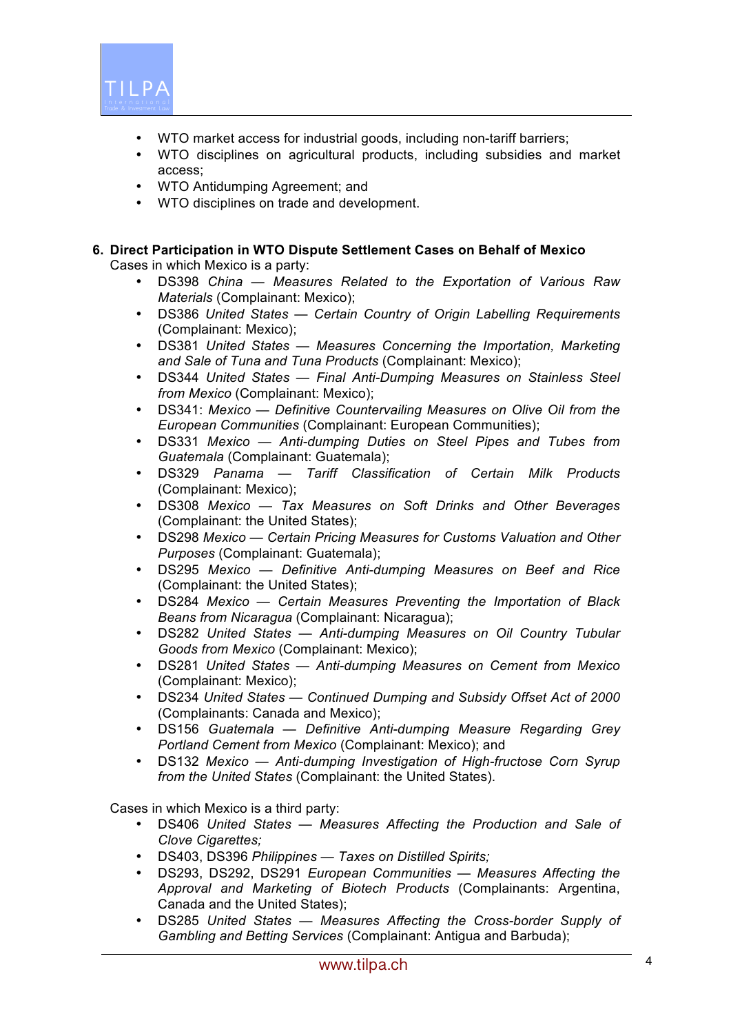- WTO market access for industrial goods, including non-tariff barriers;
- WTO disciplines on agricultural products, including subsidies and market access;
- WTO Antidumping Agreement; and
- WTO disciplines on trade and development.

**6. Direct Participation in WTO Dispute Settlement Cases on Behalf of Mexico**

Cases in which Mexico is a party:

- DS398 *China — Measures Related to the Exportation of Various Raw Materials* (Complainant: Mexico);
- DS386 *United States — Certain Country of Origin Labelling Requirements* (Complainant: Mexico);
- DS381 *United States — Measures Concerning the Importation, Marketing and Sale of Tuna and Tuna Products* (Complainant: Mexico);
- DS344 *United States — Final Anti-Dumping Measures on Stainless Steel from Mexico* (Complainant: Mexico);
- DS341: *Mexico — Definitive Countervailing Measures on Olive Oil from the European Communities* (Complainant: European Communities);
- DS331 *Mexico — Anti-dumping Duties on Steel Pipes and Tubes from Guatemala* (Complainant: Guatemala);
- DS329 *Panama — Tariff Classification of Certain Milk Products* (Complainant: Mexico);
- DS308 *Mexico — Tax Measures on Soft Drinks and Other Beverages* (Complainant: the United States);
- DS298 *Mexico — Certain Pricing Measures for Customs Valuation and Other Purposes* (Complainant: Guatemala);
- DS295 *Mexico — Definitive Anti-dumping Measures on Beef and Rice* (Complainant: the United States);
- DS284 *Mexico — Certain Measures Preventing the Importation of Black Beans from Nicaragua* (Complainant: Nicaragua);
- DS282 *United States — Anti-dumping Measures on Oil Country Tubular Goods from Mexico* (Complainant: Mexico);
- DS281 *United States — Anti-dumping Measures on Cement from Mexico* (Complainant: Mexico);
- DS234 *United States — Continued Dumping and Subsidy Offset Act of 2000* (Complainants: Canada and Mexico);
- DS156 *Guatemala — Definitive Anti-dumping Measure Regarding Grey Portland Cement from Mexico* (Complainant: Mexico); and
- DS132 *Mexico — Anti-dumping Investigation of High-fructose Corn Syrup from the United States* (Complainant: the United States).

Cases in which Mexico is a third party:

- DS406 *United States — Measures Affecting the Production and Sale of Clove Cigarettes;*
- DS403, DS396 *Philippines — Taxes on Distilled Spirits;*
- DS293, DS292, DS291 *European Communities — Measures Affecting the Approval and Marketing of Biotech Products* (Complainants: Argentina, Canada and the United States);
- DS285 *United States — Measures Affecting the Cross-border Supply of Gambling and Betting Services* (Complainant: Antigua and Barbuda);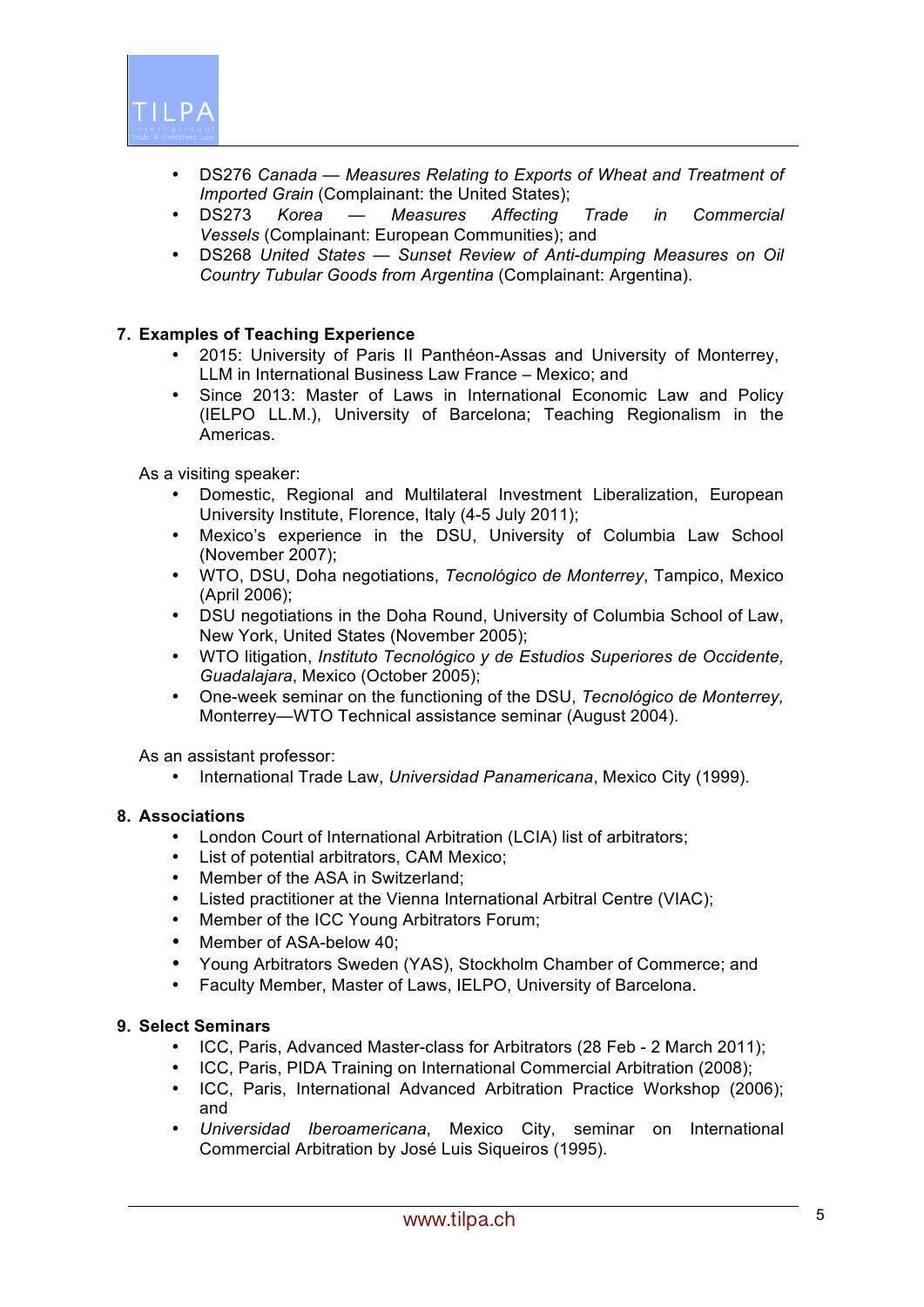- DS276 *Canada — Measures Relating to Exports of Wheat and Treatment of Imported Grain* (Complainant: the United States);
- DS273 *Korea — Measures Affecting Trade in Commercial Vessels* (Complainant: European Communities); and
- DS268 *United States — Sunset Review of Anti-dumping Measures on Oil Country Tubular Goods from Argentina* (Complainant: Argentina).

## 7. Examples of Teaching Experience

- 2015: University of Paris II Panthéon-Assas and University of Monterrey, LLM in International Business Law France – Mexico; and
- Since 2013: Master of Laws in International Economic Law and Policy (IELPO LL.M.), University of Barcelona; Teaching Regionalism in the Americas.

As a visiting speaker:

- Domestic, Regional and Multilateral Investment Liberalization, European University Institute, Florence, Italy (4-5 July 2011);
- Mexico's experience in the DSU, University of Columbia Law School (November 2007);
- WTO, DSU, Doha negotiations, *Tecnológico de Monterrey*, Tampico, Mexico (April 2006);
- DSU negotiations in the Doha Round, University of Columbia School of Law, New York, United States (November 2005);
- WTO litigation, *Instituto Tecnológico y de Estudios Superiores de Occidente, Guadalajara*, Mexico (October 2005);
- One-week seminar on the functioning of the DSU, *Tecnológico de Monterrey,* Monterrey—WTO Technical assistance seminar (August 2004).

As an assistant professor:

- International Trade Law, *Universidad Panamericana*, Mexico City (1999).

## 8. Associations

- London Court of International Arbitration (LCIA) list of arbitrators;
- List of potential arbitrators, CAM Mexico;
- Member of the ASA in Switzerland;
- Listed practitioner at the Vienna International Arbitral Centre (VIAC);
- Member of the ICC Young Arbitrators Forum;
- Member of ASA-below 40;
- Young Arbitrators Sweden (YAS), Stockholm Chamber of Commerce; and
- Faculty Member, Master of Laws, IELPO, University of Barcelona.

## 9. Select Seminars

- ICC, Paris, Advanced Master-class for Arbitrators (28 Feb - 2 March 2011);
- ICC, Paris, PIDA Training on International Commercial Arbitration (2008);
- ICC, Paris, International Advanced Arbitration Practice Workshop (2006); and
- *Universidad Iberoamericana*, Mexico City, seminar on International Commercial Arbitration by José Luis Siqueiros (1995).